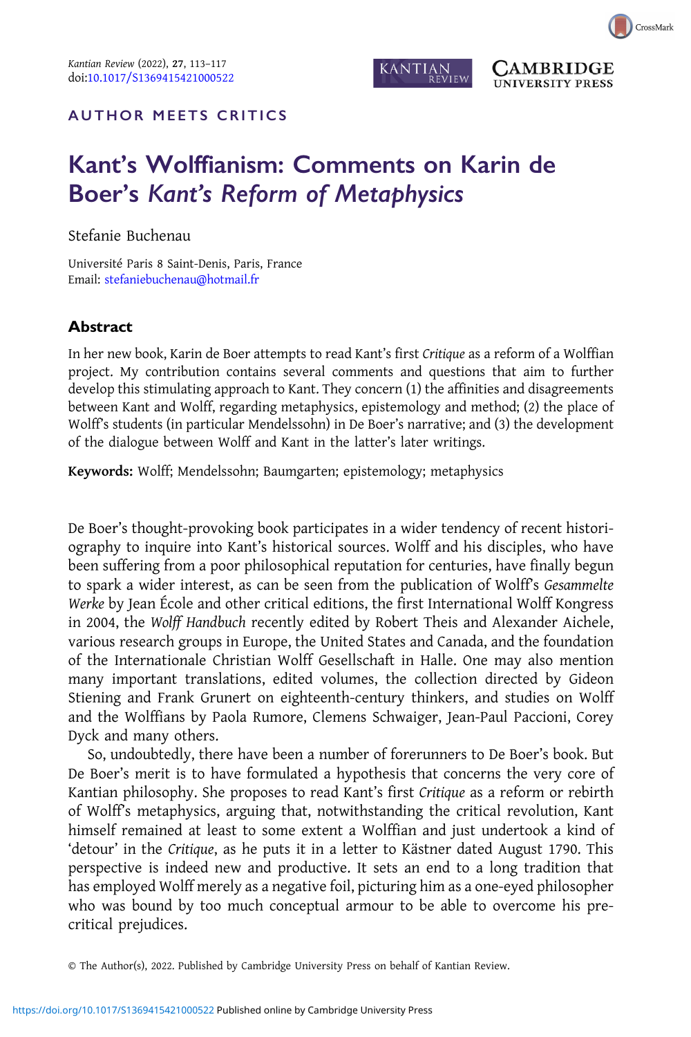AUTHOR MEETS CRITICS

# Kant's Wolffianism: Comments on Karin de Boer's *Kant's Reform of Metaphysics*

Stefanie Buchenau

Université Paris 8 Saint-Denis, Paris, France
Email: stefaniebuchenau@hotmail.fr

## Abstract

In her new book, Karin de Boer attempts to read Kant's first *Critique* as a reform of a Wolffian project. My contribution contains several comments and questions that aim to further develop this stimulating approach to Kant. They concern (1) the affinities and disagreements between Kant and Wolff, regarding metaphysics, epistemology and method; (2) the place of Wolff's students (in particular Mendelssohn) in De Boer's narrative; and (3) the development of the dialogue between Wolff and Kant in the latter's later writings.

**Keywords:** Wolff; Mendelssohn; Baumgarten; epistemology; metaphysics

De Boer's thought-provoking book participates in a wider tendency of recent historiography to inquire into Kant's historical sources. Wolff and his disciples, who have been suffering from a poor philosophical reputation for centuries, have finally begun to spark a wider interest, as can be seen from the publication of Wolff's *Gesammelte Werke* by Jean École and other critical editions, the first International Wolff Kongress in 2004, the *Wolff Handbuch* recently edited by Robert Theis and Alexander Aichele, various research groups in Europe, the United States and Canada, and the foundation of the Internationale Christian Wolff Gesellschaft in Halle. One may also mention many important translations, edited volumes, the collection directed by Gideon Stiening and Frank Grunert on eighteenth-century thinkers, and studies on Wolff and the Wolffians by Paola Rumore, Clemens Schwaiger, Jean-Paul Paccioni, Corey Dyck and many others.

So, undoubtedly, there have been a number of forerunners to De Boer's book. But De Boer's merit is to have formulated a hypothesis that concerns the very core of Kantian philosophy. She proposes to read Kant's first *Critique* as a reform or rebirth of Wolff's metaphysics, arguing that, notwithstanding the critical revolution, Kant himself remained at least to some extent a Wolffian and just undertook a kind of 'detour' in the *Critique*, as he puts it in a letter to Kästner dated August 1790. This perspective is indeed new and productive. It sets an end to a long tradition that has employed Wolff merely as a negative foil, picturing him as a one-eyed philosopher who was bound by too much conceptual armour to be able to overcome his pre-critical prejudices.

© The Author(s), 2022. Published by Cambridge University Press on behalf of Kantian Review.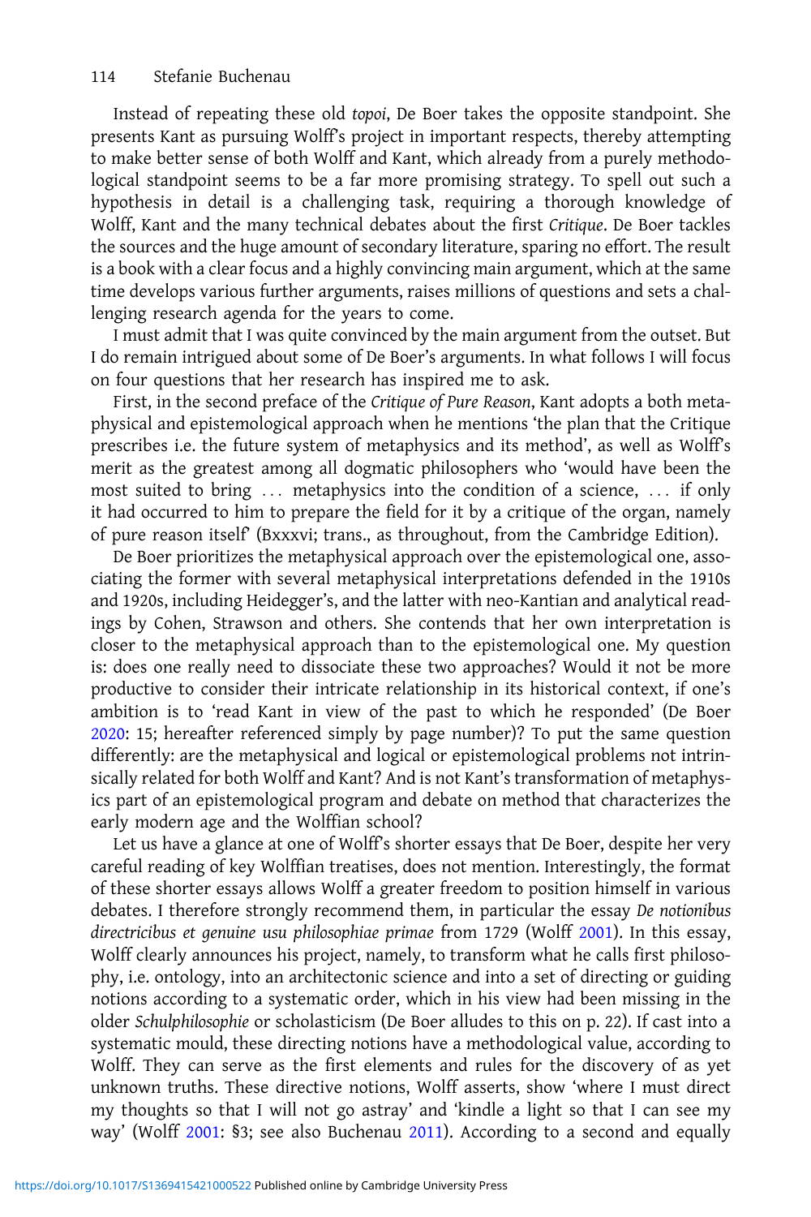Instead of repeating these old *topoi*, De Boer takes the opposite standpoint. She presents Kant as pursuing Wolff's project in important respects, thereby attempting to make better sense of both Wolff and Kant, which already from a purely methodological standpoint seems to be a far more promising strategy. To spell out such a hypothesis in detail is a challenging task, requiring a thorough knowledge of Wolff, Kant and the many technical debates about the first *Critique*. De Boer tackles the sources and the huge amount of secondary literature, sparing no effort. The result is a book with a clear focus and a highly convincing main argument, which at the same time develops various further arguments, raises millions of questions and sets a challenging research agenda for the years to come.

I must admit that I was quite convinced by the main argument from the outset. But I do remain intrigued about some of De Boer's arguments. In what follows I will focus on four questions that her research has inspired me to ask.

First, in the second preface of the *Critique of Pure Reason*, Kant adopts a both metaphysical and epistemological approach when he mentions 'the plan that the Critique prescribes i.e. the future system of metaphysics and its method', as well as Wolff's merit as the greatest among all dogmatic philosophers who 'would have been the most suited to bring … metaphysics into the condition of a science, … if only it had occurred to him to prepare the field for it by a critique of the organ, namely of pure reason itself' (Bxxxvi; trans., as throughout, from the Cambridge Edition).

De Boer prioritizes the metaphysical approach over the epistemological one, associating the former with several metaphysical interpretations defended in the 1910s and 1920s, including Heidegger's, and the latter with neo-Kantian and analytical readings by Cohen, Strawson and others. She contends that her own interpretation is closer to the metaphysical approach than to the epistemological one. My question is: does one really need to dissociate these two approaches? Would it not be more productive to consider their intricate relationship in its historical context, if one's ambition is to 'read Kant in view of the past to which he responded' (De Boer 2020: 15; hereafter referenced simply by page number)? To put the same question differently: are the metaphysical and logical or epistemological problems not intrinsically related for both Wolff and Kant? And is not Kant's transformation of metaphysics part of an epistemological program and debate on method that characterizes the early modern age and the Wolffian school?

Let us have a glance at one of Wolff's shorter essays that De Boer, despite her very careful reading of key Wolffian treatises, does not mention. Interestingly, the format of these shorter essays allows Wolff a greater freedom to position himself in various debates. I therefore strongly recommend them, in particular the essay *De notionibus directricibus et genuine usu philosophiae primae* from 1729 (Wolff 2001). In this essay, Wolff clearly announces his project, namely, to transform what he calls first philosophy, i.e. ontology, into an architectonic science and into a set of directing or guiding notions according to a systematic order, which in his view had been missing in the older *Schulphilosophie* or scholasticism (De Boer alludes to this on p. 22). If cast into a systematic mould, these directing notions have a methodological value, according to Wolff. They can serve as the first elements and rules for the discovery of as yet unknown truths. These directive notions, Wolff asserts, show 'where I must direct my thoughts so that I will not go astray' and 'kindle a light so that I can see my way' (Wolff 2001: §3; see also Buchenau 2011). According to a second and equally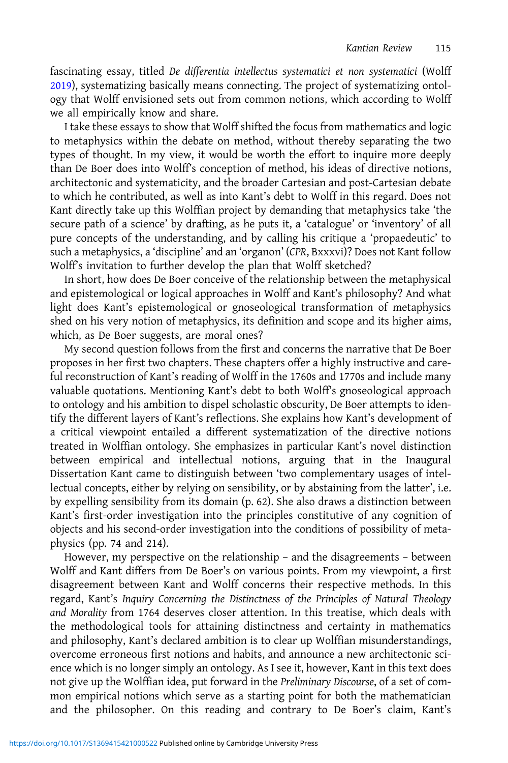fascinating essay, titled *De differentia intellectus systematici et non systematici* (Wolff 2019), systematizing basically means connecting. The project of systematizing ontology that Wolff envisioned sets out from common notions, which according to Wolff we all empirically know and share.

I take these essays to show that Wolff shifted the focus from mathematics and logic to metaphysics within the debate on method, without thereby separating the two types of thought. In my view, it would be worth the effort to inquire more deeply than De Boer does into Wolff's conception of method, his ideas of directive notions, architectonic and systematicity, and the broader Cartesian and post-Cartesian debate to which he contributed, as well as into Kant's debt to Wolff in this regard. Does not Kant directly take up this Wolffian project by demanding that metaphysics take 'the secure path of a science' by drafting, as he puts it, a 'catalogue' or 'inventory' of all pure concepts of the understanding, and by calling his critique a 'propaedeutic' to such a metaphysics, a 'discipline' and an 'organon' (*CPR*, Bxxxvi)? Does not Kant follow Wolff's invitation to further develop the plan that Wolff sketched?

In short, how does De Boer conceive of the relationship between the metaphysical and epistemological or logical approaches in Wolff and Kant's philosophy? And what light does Kant's epistemological or gnoseological transformation of metaphysics shed on his very notion of metaphysics, its definition and scope and its higher aims, which, as De Boer suggests, are moral ones?

My second question follows from the first and concerns the narrative that De Boer proposes in her first two chapters. These chapters offer a highly instructive and careful reconstruction of Kant's reading of Wolff in the 1760s and 1770s and include many valuable quotations. Mentioning Kant's debt to both Wolff's gnoseological approach to ontology and his ambition to dispel scholastic obscurity, De Boer attempts to identify the different layers of Kant's reflections. She explains how Kant's development of a critical viewpoint entailed a different systematization of the directive notions treated in Wolffian ontology. She emphasizes in particular Kant's novel distinction between empirical and intellectual notions, arguing that in the Inaugural Dissertation Kant came to distinguish between 'two complementary usages of intellectual concepts, either by relying on sensibility, or by abstaining from the latter', i.e. by expelling sensibility from its domain (p. 62). She also draws a distinction between Kant's first-order investigation into the principles constitutive of any cognition of objects and his second-order investigation into the conditions of possibility of metaphysics (pp. 74 and 214).

However, my perspective on the relationship – and the disagreements – between Wolff and Kant differs from De Boer's on various points. From my viewpoint, a first disagreement between Kant and Wolff concerns their respective methods. In this regard, Kant's *Inquiry Concerning the Distinctness of the Principles of Natural Theology and Morality* from 1764 deserves closer attention. In this treatise, which deals with the methodological tools for attaining distinctness and certainty in mathematics and philosophy, Kant's declared ambition is to clear up Wolffian misunderstandings, overcome erroneous first notions and habits, and announce a new architectonic science which is no longer simply an ontology. As I see it, however, Kant in this text does not give up the Wolffian idea, put forward in the *Preliminary Discourse*, of a set of common empirical notions which serve as a starting point for both the mathematician and the philosopher. On this reading and contrary to De Boer's claim, Kant's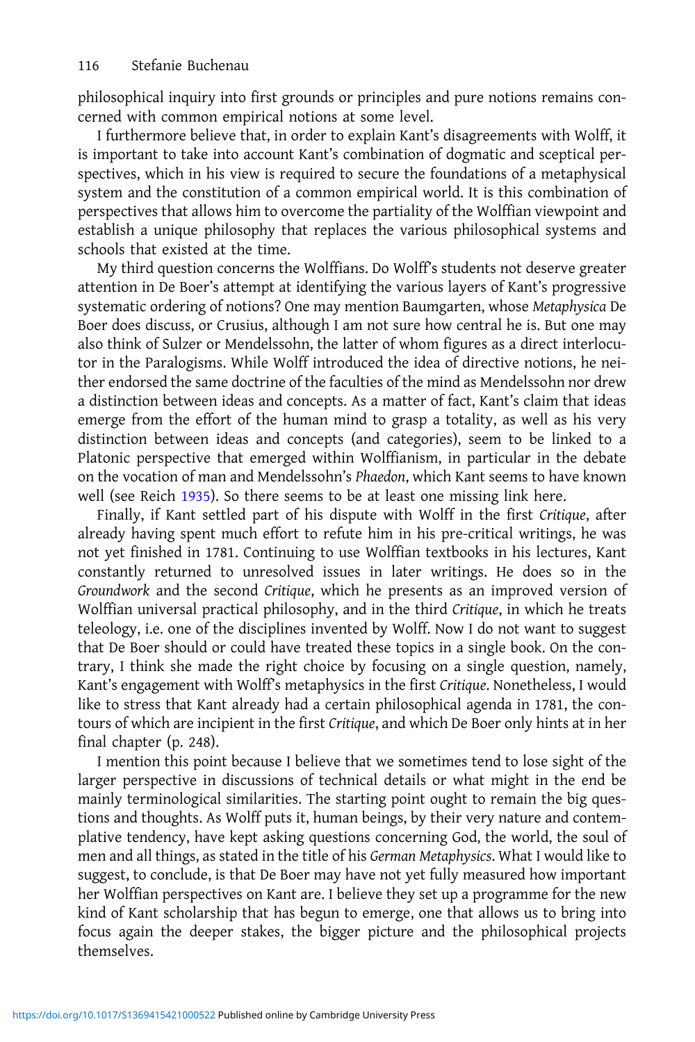philosophical inquiry into first grounds or principles and pure notions remains concerned with common empirical notions at some level.

I furthermore believe that, in order to explain Kant's disagreements with Wolff, it is important to take into account Kant's combination of dogmatic and sceptical perspectives, which in his view is required to secure the foundations of a metaphysical system and the constitution of a common empirical world. It is this combination of perspectives that allows him to overcome the partiality of the Wolffian viewpoint and establish a unique philosophy that replaces the various philosophical systems and schools that existed at the time.

My third question concerns the Wolffians. Do Wolff's students not deserve greater attention in De Boer's attempt at identifying the various layers of Kant's progressive systematic ordering of notions? One may mention Baumgarten, whose *Metaphysica* De Boer does discuss, or Crusius, although I am not sure how central he is. But one may also think of Sulzer or Mendelssohn, the latter of whom figures as a direct interlocutor in the Paralogisms. While Wolff introduced the idea of directive notions, he neither endorsed the same doctrine of the faculties of the mind as Mendelssohn nor drew a distinction between ideas and concepts. As a matter of fact, Kant's claim that ideas emerge from the effort of the human mind to grasp a totality, as well as his very distinction between ideas and concepts (and categories), seem to be linked to a Platonic perspective that emerged within Wolffianism, in particular in the debate on the vocation of man and Mendelssohn's *Phaedon*, which Kant seems to have known well (see Reich 1935). So there seems to be at least one missing link here.

Finally, if Kant settled part of his dispute with Wolff in the first *Critique*, after already having spent much effort to refute him in his pre-critical writings, he was not yet finished in 1781. Continuing to use Wolffian textbooks in his lectures, Kant constantly returned to unresolved issues in later writings. He does so in the *Groundwork* and the second *Critique*, which he presents as an improved version of Wolffian universal practical philosophy, and in the third *Critique*, in which he treats teleology, i.e. one of the disciplines invented by Wolff. Now I do not want to suggest that De Boer should or could have treated these topics in a single book. On the contrary, I think she made the right choice by focusing on a single question, namely, Kant's engagement with Wolff's metaphysics in the first *Critique*. Nonetheless, I would like to stress that Kant already had a certain philosophical agenda in 1781, the contours of which are incipient in the first *Critique*, and which De Boer only hints at in her final chapter (p. 248).

I mention this point because I believe that we sometimes tend to lose sight of the larger perspective in discussions of technical details or what might in the end be mainly terminological similarities. The starting point ought to remain the big questions and thoughts. As Wolff puts it, human beings, by their very nature and contemplative tendency, have kept asking questions concerning God, the world, the soul of men and all things, as stated in the title of his *German Metaphysics*. What I would like to suggest, to conclude, is that De Boer may have not yet fully measured how important her Wolffian perspectives on Kant are. I believe they set up a programme for the new kind of Kant scholarship that has begun to emerge, one that allows us to bring into focus again the deeper stakes, the bigger picture and the philosophical projects themselves.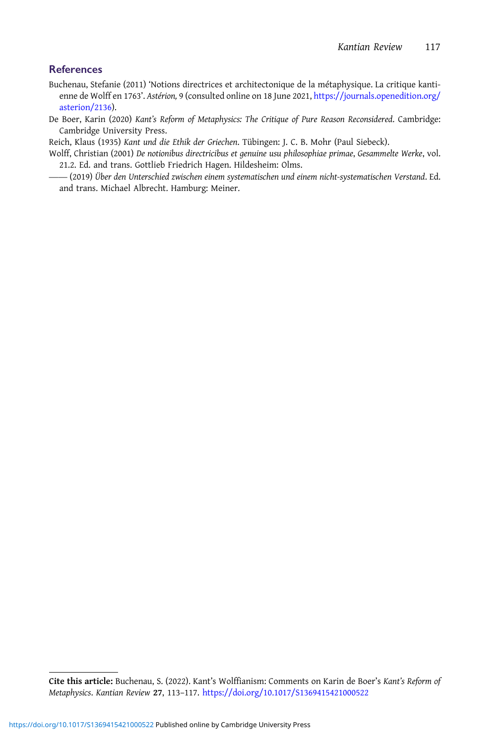## References

Buchenau, Stefanie (2011) 'Notions directrices et architectonique de la métaphysique. La critique kantienne de Wolff en 1763'. *Astérion,* 9 (consulted online on 18 June 2021, https://journals.openedition.org/asterion/2136).

De Boer, Karin (2020) *Kant's Reform of Metaphysics: The Critique of Pure Reason Reconsidered*. Cambridge: Cambridge University Press.

Reich, Klaus (1935) *Kant und die Ethik der Griechen*. Tübingen: J. C. B. Mohr (Paul Siebeck).

Wolff, Christian (2001) *De notionibus directricibus et genuine usu philosophiae primae*, *Gesammelte Werke*, vol. 21.2. Ed. and trans. Gottlieb Friedrich Hagen. Hildesheim: Olms.

—— (2019) *Über den Unterschied zwischen einem systematischen und einem nicht-systematischen Verstand*. Ed. and trans. Michael Albrecht. Hamburg: Meiner.

**Cite this article:** Buchenau, S. (2022). Kant's Wolffianism: Comments on Karin de Boer's *Kant's Reform of Metaphysics*. *Kantian Review* **27**, 113–117. https://doi.org/10.1017/S1369415421000522